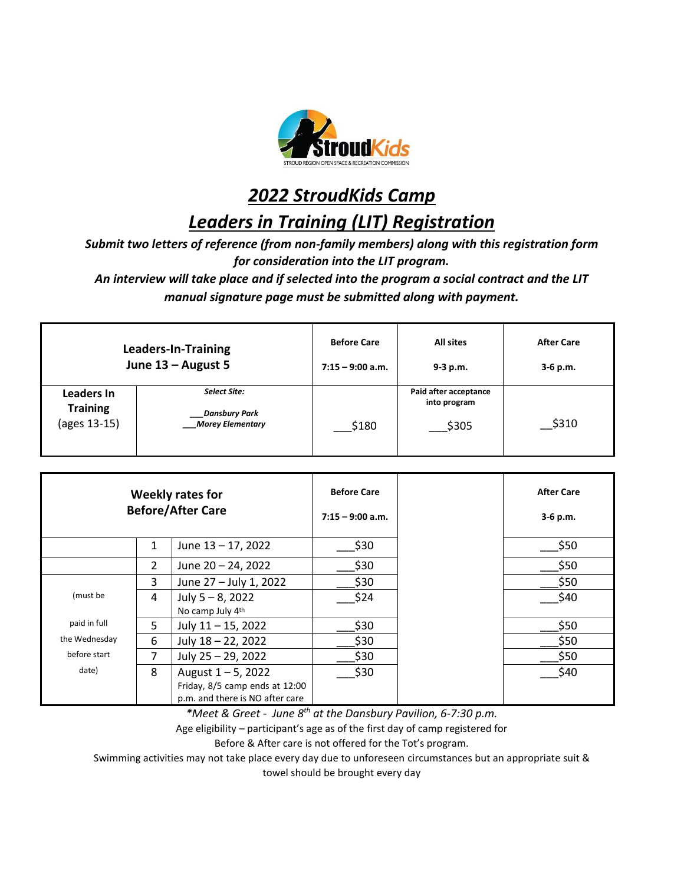StroudKids
STROUD REGION OPEN SPACE & RECREATION COMMISSION

# 2022 StroudKids Camp

## Leaders in Training (LIT) Registration

***Submit two letters of reference (from non-family members) along with this registration form for consideration into the LIT program.***

***An interview will take place and if selected into the program a social contract and the LIT manual signature page must be submitted along with payment.***

| Leaders-In-Training June 13 – August 5 | | Before Care 7:15 – 9:00 a.m. | All sites 9-3 p.m. | After Care 3-6 p.m. |
|---|---|---|---|---|
| **Leaders In Training** (ages 13-15) | ***Select Site:*** ___***Dansbury Park*** ___***Morey Elementary*** | ___$180 | **Paid after acceptance into program** ___$305 | __$310 |

| Weekly rates for Before/After Care | | | Before Care 7:15 – 9:00 a.m. | | After Care 3-6 p.m. |
|---|---|---|---|---|---|
| | 1 | June 13 – 17, 2022 | ___$30 | | ___$50 |
| | 2 | June 20 – 24, 2022 | ___$30 | | ___$50 |
| (must be paid in full the Wednesday before start date) | 3 | June 27 – July 1, 2022 | ___$30 | | ___$50 |
| | 4 | July 5 – 8, 2022 No camp July 4th | ___$24 | | ___$40 |
| | 5 | July 11 – 15, 2022 | ___$30 | | ___$50 |
| | 6 | July 18 – 22, 2022 | ___$30 | | ___$50 |
| | 7 | July 25 – 29, 2022 | ___$30 | | ___$50 |
| | 8 | August 1 – 5, 2022 Friday, 8/5 camp ends at 12:00 p.m. and there is NO after care | ___$30 | | ___$40 |

*\*Meet & Greet - June 8th at the Dansbury Pavilion, 6-7:30 p.m.*

Age eligibility – participant's age as of the first day of camp registered for

Before & After care is not offered for the Tot's program.

Swimming activities may not take place every day due to unforeseen circumstances but an appropriate suit & towel should be brought every day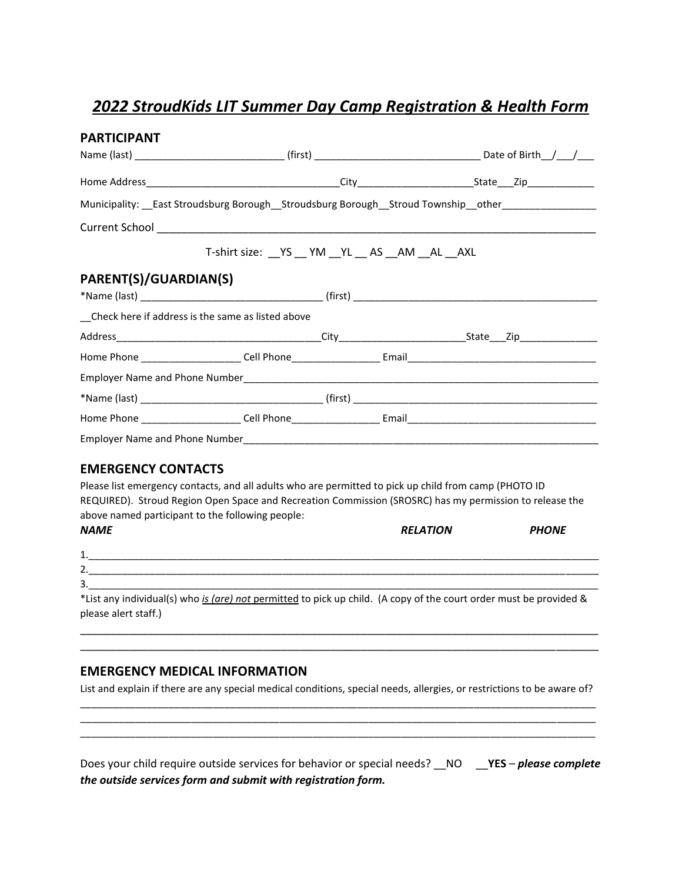# *2022 StroudKids LIT Summer Day Camp Registration & Health Form*

## PARTICIPANT

Name (last) ___________________________ (first) ______________________________ Date of Birth__/___/___

Home Address___________________________________City_____________________State___Zip____________

Municipality: __East Stroudsburg Borough__Stroudsburg Borough__Stroud Township__other________________

Current School ______________________________________________________________________

T-shirt size: __YS __ YM __YL __ AS __AM __AL __AXL

## PARENT(S)/GUARDIAN(S)

*Name (last) _________________________________ (first) ____________________________________________

__Check here if address is the same as listed above

Address_____________________________________City______________________State___Zip______________

Home Phone __________________ Cell Phone________________ Email__________________________________

Employer Name and Phone Number_____________________________________________________________

*Name (last) _________________________________ (first) ____________________________________________

Home Phone __________________ Cell Phone________________ Email__________________________________

Employer Name and Phone Number_____________________________________________________________

## EMERGENCY CONTACTS

Please list emergency contacts, and all adults who are permitted to pick up child from camp (PHOTO ID REQUIRED). Stroud Region Open Space and Recreation Commission (SROSRC) has my permission to release the above named participant to the following people:

***NAME*** ***RELATION*** ***PHONE***

1.____________________________________________________________________________________________

2.____________________________________________________________________________________________

3.____________________________________________________________________________________________

*List any individual(s) who ***is (are) not*** permitted to pick up child. (A copy of the court order must be provided & please alert staff.)

______________________________________________________________________________________________

______________________________________________________________________________________________

## EMERGENCY MEDICAL INFORMATION

List and explain if there are any special medical conditions, special needs, allergies, or restrictions to be aware of?

______________________________________________________________________________________________

______________________________________________________________________________________________

______________________________________________________________________________________________

Does your child require outside services for behavior or special needs? __NO __**YES** – ***please complete the outside services form and submit with registration form.***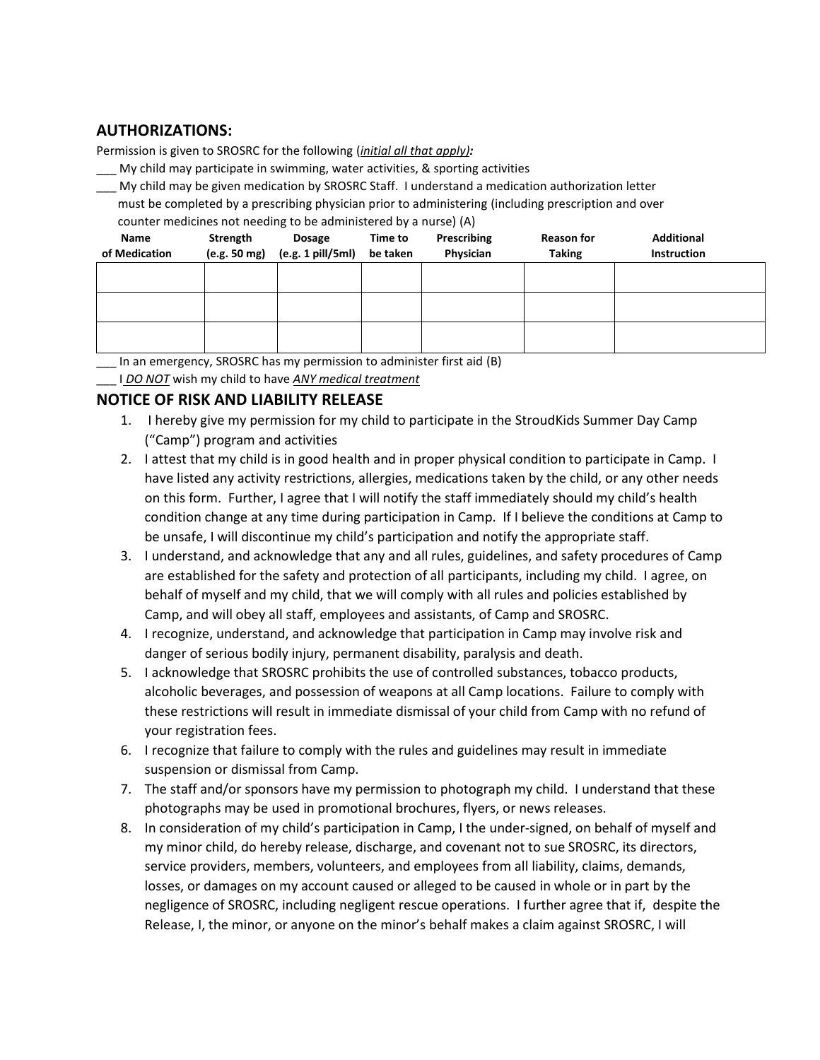## AUTHORIZATIONS:

Permission is given to SROSRC for the following (*initial all that apply)*:

___ My child may participate in swimming, water activities, & sporting activities

___ My child may be given medication by SROSRC Staff. I understand a medication authorization letter must be completed by a prescribing physician prior to administering (including prescription and over counter medicines not needing to be administered by a nurse) (A)

| Name of Medication | Strength (e.g. 50 mg) | Dosage (e.g. 1 pill/5ml) | Time to be taken | Prescribing Physician | Reason for Taking | Additional Instruction |
|---|---|---|---|---|---|---|
| | | | | | | |
| | | | | | | |
| | | | | | | |

___ In an emergency, SROSRC has my permission to administer first aid (B)

___ I *DO NOT* wish my child to have *ANY medical treatment*

## NOTICE OF RISK AND LIABILITY RELEASE

1. I hereby give my permission for my child to participate in the StroudKids Summer Day Camp ("Camp") program and activities
2. I attest that my child is in good health and in proper physical condition to participate in Camp. I have listed any activity restrictions, allergies, medications taken by the child, or any other needs on this form. Further, I agree that I will notify the staff immediately should my child's health condition change at any time during participation in Camp. If I believe the conditions at Camp to be unsafe, I will discontinue my child's participation and notify the appropriate staff.
3. I understand, and acknowledge that any and all rules, guidelines, and safety procedures of Camp are established for the safety and protection of all participants, including my child. I agree, on behalf of myself and my child, that we will comply with all rules and policies established by Camp, and will obey all staff, employees and assistants, of Camp and SROSRC.
4. I recognize, understand, and acknowledge that participation in Camp may involve risk and danger of serious bodily injury, permanent disability, paralysis and death.
5. I acknowledge that SROSRC prohibits the use of controlled substances, tobacco products, alcoholic beverages, and possession of weapons at all Camp locations. Failure to comply with these restrictions will result in immediate dismissal of your child from Camp with no refund of your registration fees.
6. I recognize that failure to comply with the rules and guidelines may result in immediate suspension or dismissal from Camp.
7. The staff and/or sponsors have my permission to photograph my child. I understand that these photographs may be used in promotional brochures, flyers, or news releases.
8. In consideration of my child's participation in Camp, I the under-signed, on behalf of myself and my minor child, do hereby release, discharge, and covenant not to sue SROSRC, its directors, service providers, members, volunteers, and employees from all liability, claims, demands, losses, or damages on my account caused or alleged to be caused in whole or in part by the negligence of SROSRC, including negligent rescue operations. I further agree that if, despite the Release, I, the minor, or anyone on the minor's behalf makes a claim against SROSRC, I will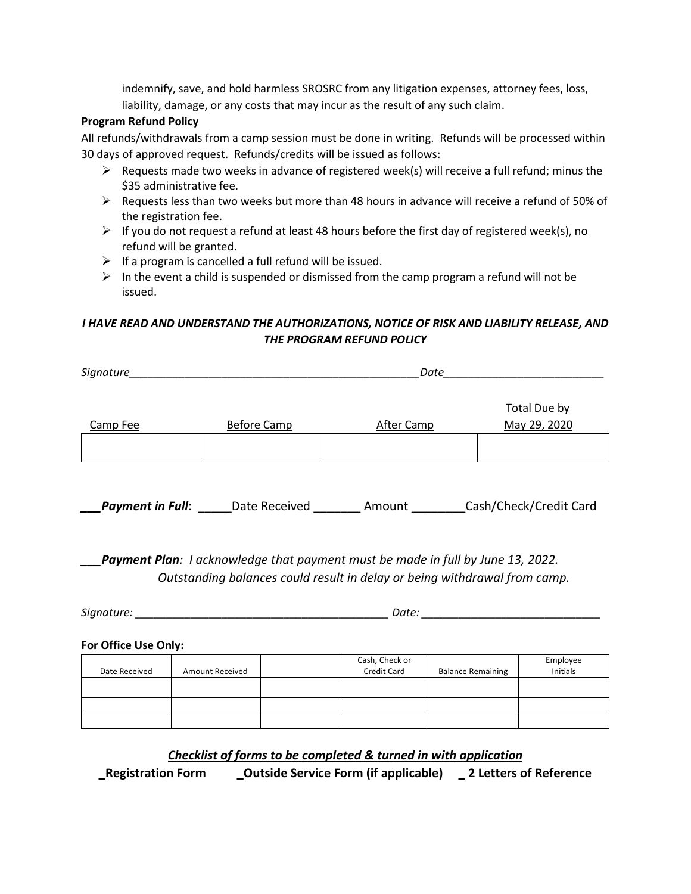indemnify, save, and hold harmless SROSRC from any litigation expenses, attorney fees, loss, liability, damage, or any costs that may incur as the result of any such claim.

**Program Refund Policy**

All refunds/withdrawals from a camp session must be done in writing. Refunds will be processed within 30 days of approved request. Refunds/credits will be issued as follows:

- Requests made two weeks in advance of registered week(s) will receive a full refund; minus the $35 administrative fee.
- Requests less than two weeks but more than 48 hours in advance will receive a refund of 50% of the registration fee.
- If you do not request a refund at least 48 hours before the first day of registered week(s), no refund will be granted.
- If a program is cancelled a full refund will be issued.
- In the event a child is suspended or dismissed from the camp program a refund will not be issued.

***I HAVE READ AND UNDERSTAND THE AUTHORIZATIONS, NOTICE OF RISK AND LIABILITY RELEASE, AND THE PROGRAM REFUND POLICY***

*Signature*_________________________________________________ *Date*__________________________

| Camp Fee | Before Camp | After Camp | Total Due by May 29, 2020 |
|---|---|---|---|
| | | | |

**___*Payment in Full***: _____Date Received _______ Amount ________Cash/Check/Credit Card

**___*Payment Plan***: *I acknowledge that payment must be made in full by June 13, 2022. Outstanding balances could result in delay or being withdrawal from camp.*

*Signature:* _________________________________________ *Date:* _____________________________

**For Office Use Only:**

| Date Received | Amount Received | | Cash, Check or Credit Card | Balance Remaining | Employee Initials |
|---|---|---|---|---|---|
| | | | | | |
| | | | | | |
| | | | | | |

***Checklist of forms to be completed & turned in with application***

**_Registration Form     _Outside Service Form (if applicable)     _ 2 Letters of Reference**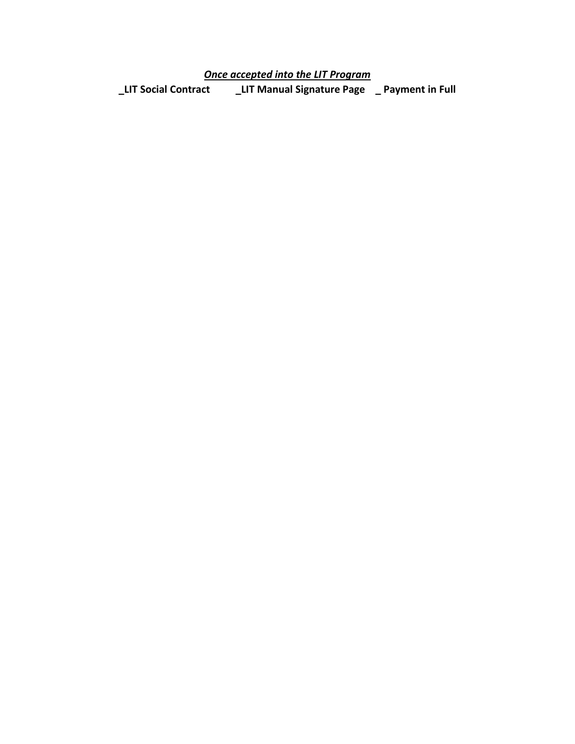***Once accepted into the LIT Program***

**_LIT Social Contract** **_LIT Manual Signature Page** **_ Payment in Full**